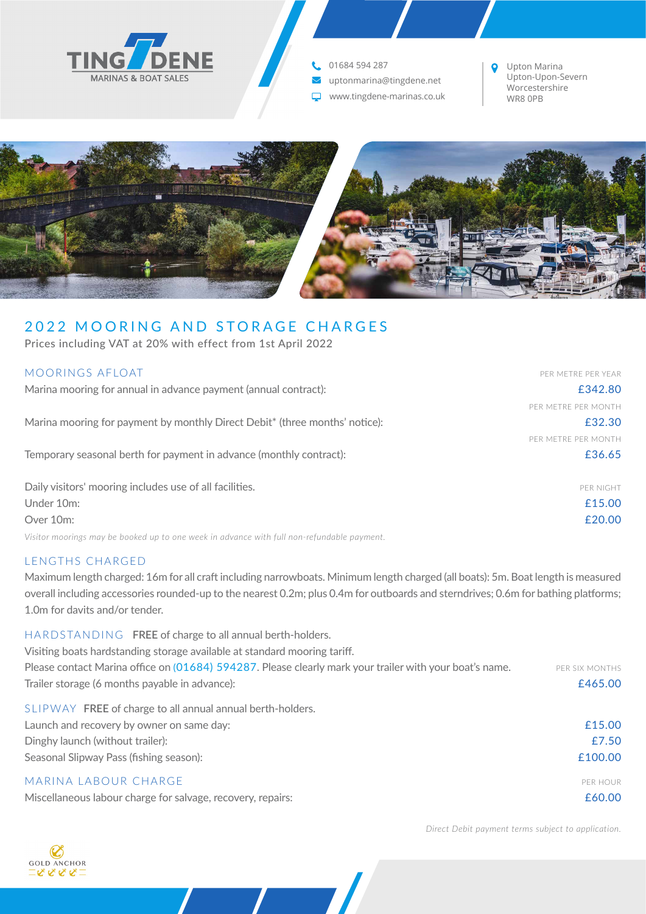TINGDENE
MARINAS & BOAT SALES

01684 594 287
uptonmarina@tingdene.net
www.tingdene-marinas.co.uk

Upton Marina
Upton-Upon-Severn
Worcestershire
WR8 0PB

# 2022 MOORING AND STORAGE CHARGES

Prices including VAT at 20% with effect from 1st April 2022

## MOORINGS AFLOAT

| | |
|---|---|
| | PER METRE PER YEAR |
| Marina mooring for annual in advance payment (annual contract): | £342.80 |
| | PER METRE PER MONTH |
| Marina mooring for payment by monthly Direct Debit* (three months' notice): | £32.30 |
| | PER METRE PER MONTH |
| Temporary seasonal berth for payment in advance (monthly contract): | £36.65 |
| Daily visitors' mooring includes use of all facilities. | PER NIGHT |
| Under 10m: | £15.00 |
| Over 10m: | £20.00 |

*Visitor moorings may be booked up to one week in advance with full non-refundable payment.*

## LENGTHS CHARGED

Maximum length charged: 16m for all craft including narrowboats. Minimum length charged (all boats): 5m. Boat length is measured overall including accessories rounded-up to the nearest 0.2m; plus 0.4m for outboards and sterndrives; 0.6m for bathing platforms; 1.0m for davits and/or tender.

## HARDSTANDING

**FREE** of charge to all annual berth-holders.
Visiting boats hardstanding storage available at standard mooring tariff.
Please contact Marina office on (01684) 594287. Please clearly mark your trailer with your boat's name.

| | PER SIX MONTHS |
|---|---|
| Trailer storage (6 months payable in advance): | £465.00 |

## SLIPWAY

**FREE** of charge to all annual annual berth-holders.

| | |
|---|---|
| Launch and recovery by owner on same day: | £15.00 |
| Dinghy launch (without trailer): | £7.50 |
| Seasonal Slipway Pass (fishing season): | £100.00 |

## MARINA LABOUR CHARGE

| | PER HOUR |
|---|---|
| Miscellaneous labour charge for salvage, recovery, repairs: | £60.00 |

*Direct Debit payment terms subject to application.*

GOLD ANCHOR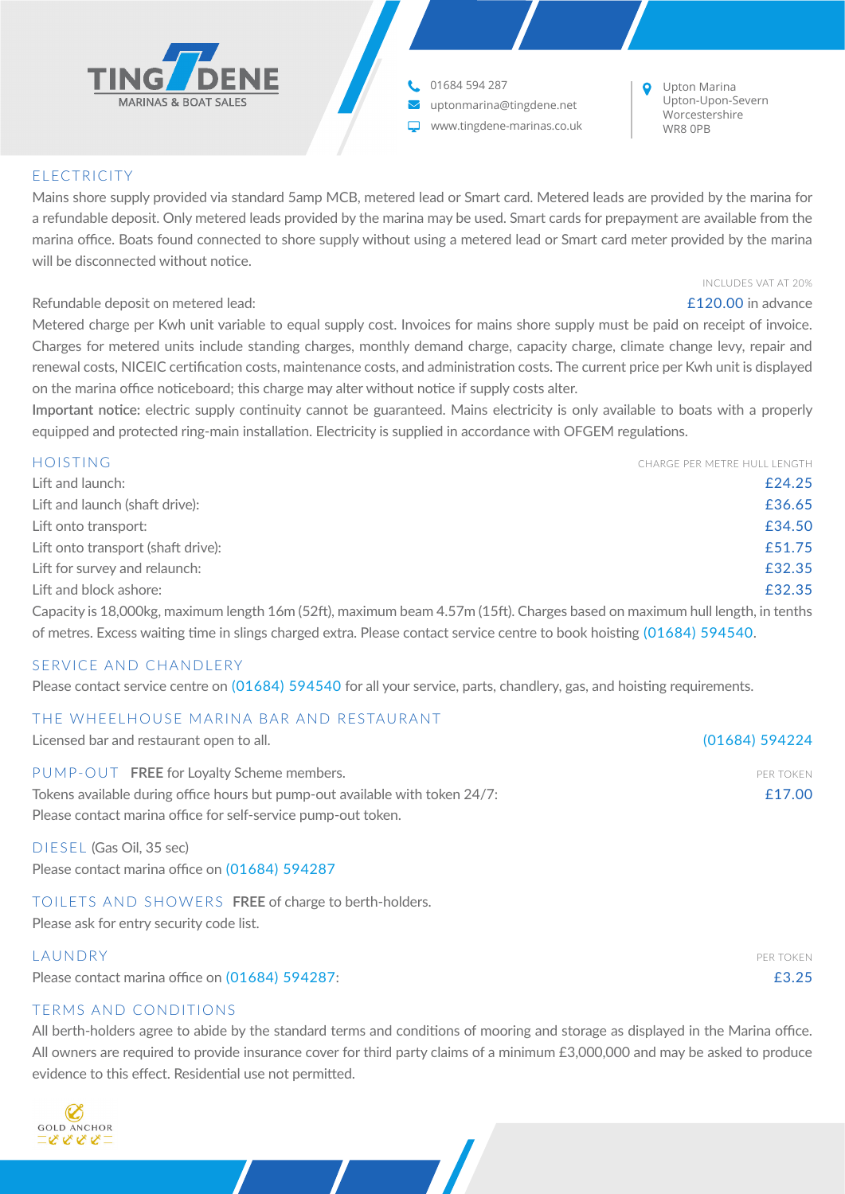**TINGDENE** MARINAS & BOAT SALES

01684 594 287
uptonmarina@tingdene.net
www.tingdene-marinas.co.uk

Upton Marina
Upton-Upon-Severn
Worcestershire
WR8 0PB

## ELECTRICITY

Mains shore supply provided via standard 5amp MCB, metered lead or Smart card. Metered leads are provided by the marina for a refundable deposit. Only metered leads provided by the marina may be used. Smart cards for prepayment are available from the marina office. Boats found connected to shore supply without using a metered lead or Smart card meter provided by the marina will be disconnected without notice.

| | INCLUDES VAT AT 20% |
|---|---|
| Refundable deposit on metered lead: | £120.00 in advance |

Metered charge per Kwh unit variable to equal supply cost. Invoices for mains shore supply must be paid on receipt of invoice. Charges for metered units include standing charges, monthly demand charge, capacity charge, climate change levy, repair and renewal costs, NICEIC certification costs, maintenance costs, and administration costs. The current price per Kwh unit is displayed on the marina office noticeboard; this charge may alter without notice if supply costs alter.

**Important notice:** electric supply continuity cannot be guaranteed. Mains electricity is only available to boats with a properly equipped and protected ring-main installation. Electricity is supplied in accordance with OFGEM regulations.

## HOISTING

| | CHARGE PER METRE HULL LENGTH |
|---|---|
| Lift and launch: | £24.25 |
| Lift and launch (shaft drive): | £36.65 |
| Lift onto transport: | £34.50 |
| Lift onto transport (shaft drive): | £51.75 |
| Lift for survey and relaunch: | £32.35 |
| Lift and block ashore: | £32.35 |

Capacity is 18,000kg, maximum length 16m (52ft), maximum beam 4.57m (15ft). Charges based on maximum hull length, in tenths of metres. Excess waiting time in slings charged extra. Please contact service centre to book hoisting (01684) 594540.

## SERVICE AND CHANDLERY

Please contact service centre on (01684) 594540 for all your service, parts, chandlery, gas, and hoisting requirements.

## THE WHEELHOUSE MARINA BAR AND RESTAURANT

Licensed bar and restaurant open to all. (01684) 594224

## PUMP-OUT

**FREE** for Loyalty Scheme members.

| | PER TOKEN |
|---|---|
| Tokens available during office hours but pump-out available with token 24/7: | £17.00 |

Please contact marina office for self-service pump-out token.

## DIESEL

(Gas Oil, 35 sec)

Please contact marina office on (01684) 594287

## TOILETS AND SHOWERS

**FREE** of charge to berth-holders.

Please ask for entry security code list.

## LAUNDRY

| | PER TOKEN |
|---|---|
| Please contact marina office on (01684) 594287: | £3.25 |

## TERMS AND CONDITIONS

All berth-holders agree to abide by the standard terms and conditions of mooring and storage as displayed in the Marina office. All owners are required to provide insurance cover for third party claims of a minimum £3,000,000 and may be asked to produce evidence to this effect. Residential use not permitted.

GOLD ANCHOR